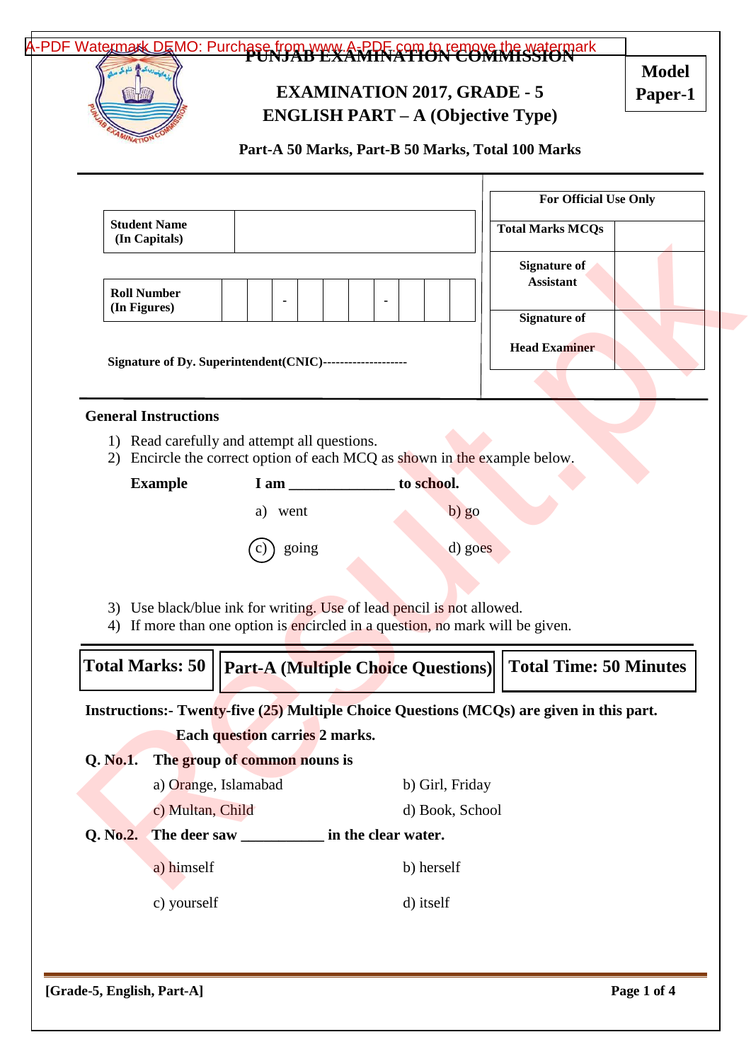# PUNJAB EXAMINATION COMMISSION

**Model Paper-1**

## EXAMINATION 2017, GRADE - 5
## ENGLISH PART – A (Objective Type)

**Part-A 50 Marks, Part-B 50 Marks, Total 100 Marks**

| Student Name (In Capitals) | |
|---|---|

| Roll Number (In Figures) | | | - | | | - | | | |
|---|---|---|---|---|---|---|---|---|---|

**Signature of Dy. Superintendent(CNIC)--------------------**

| For Official Use Only | |
|---|---|
| Total Marks MCQs | |
| Signature of Assistant | |
| Signature of Head Examiner | |

### General Instructions

1) Read carefully and attempt all questions.
2) Encircle the correct option of each MCQ as shown in the example below.

**Example** **I am ______________ to school.**

a) went b) go

(c) going d) goes

3) Use black/blue ink for writing. Use of lead pencil is not allowed.
4) If more than one option is encircled in a question, no mark will be given.

| Total Marks: 50 | Part-A (Multiple Choice Questions) | Total Time: 50 Minutes |
|---|---|---|

**Instructions:- Twenty-five (25) Multiple Choice Questions (MCQs) are given in this part. Each question carries 2 marks.**

**Q. No.1. The group of common nouns is**

a) Orange, Islamabad b) Girl, Friday

c) Multan, Child d) Book, School

**Q. No.2. The deer saw ___________ in the clear water.**

a) himself b) herself

c) yourself d) itself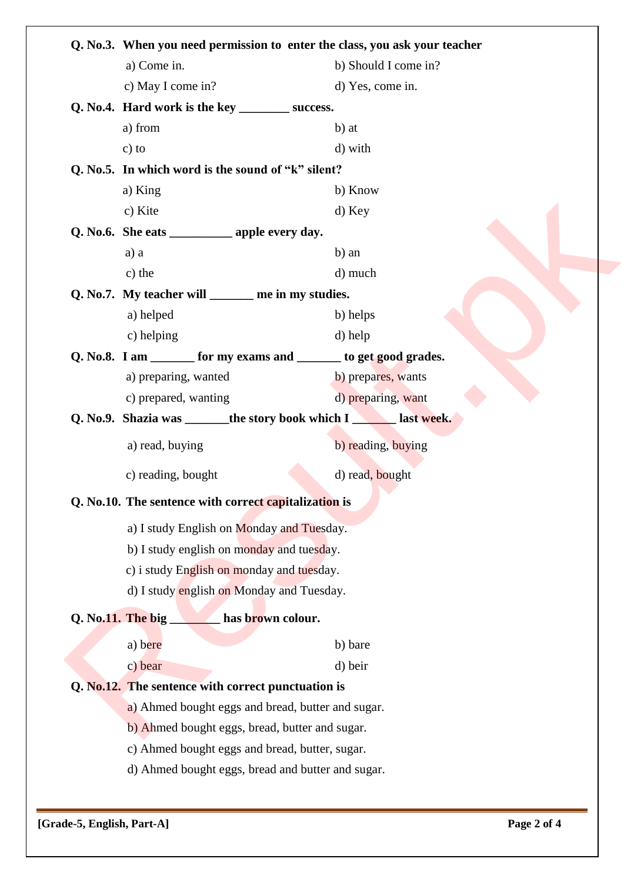**Q. No.3. When you need permission to enter the class, you ask your teacher**

a) Come in. | b) Should I come in?
c) May I come in? | d) Yes, come in.

**Q. No.4. Hard work is the key ________ success.**

a) from | b) at
c) to | d) with

**Q. No.5. In which word is the sound of "k" silent?**

a) King | b) Know
c) Kite | d) Key

**Q. No.6. She eats __________ apple every day.**

a) a | b) an
c) the | d) much

**Q. No.7. My teacher will _______ me in my studies.**

a) helped | b) helps
c) helping | d) help

**Q. No.8. I am _______ for my exams and _______ to get good grades.**

a) preparing, wanted | b) prepares, wants
c) prepared, wanting | d) preparing, want

**Q. No.9. Shazia was _______the story book which I _______ last week.**

a) read, buying | b) reading, buying
c) reading, bought | d) read, bought

**Q. No.10. The sentence with correct capitalization is**

a) I study English on Monday and Tuesday.
b) I study english on monday and tuesday.
c) i study English on monday and tuesday.
d) I study english on Monday and Tuesday.

**Q. No.11. The big ________ has brown colour.**

a) bere | b) bare
c) bear | d) beir

**Q. No.12. The sentence with correct punctuation is**

a) Ahmed bought eggs and bread, butter and sugar.
b) Ahmed bought eggs, bread, butter and sugar.
c) Ahmed bought eggs and bread, butter, sugar.
d) Ahmed bought eggs, bread and butter and sugar.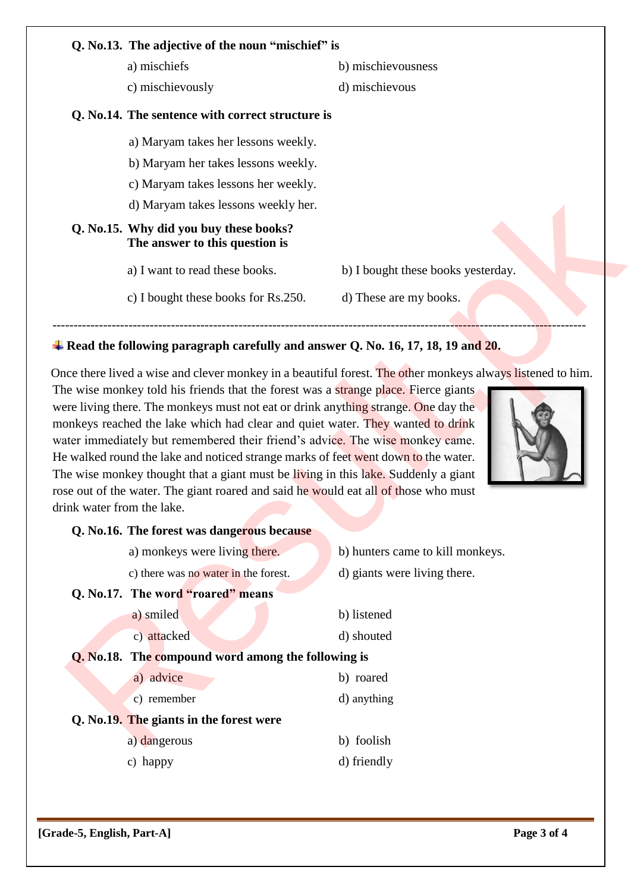**Q. No.13. The adjective of the noun "mischief" is**

a) mischiefs
b) mischievousness
c) mischievously
d) mischievous

**Q. No.14. The sentence with correct structure is**

a) Maryam takes her lessons weekly.
b) Maryam her takes lessons weekly.
c) Maryam takes lessons her weekly.
d) Maryam takes lessons weekly her.

**Q. No.15. Why did you buy these books?**
**The answer to this question is**

a) I want to read these books.
b) I bought these books yesterday.
c) I bought these books for Rs.250.
d) These are my books.

---

**Read the following paragraph carefully and answer Q. No. 16, 17, 18, 19 and 20.**

Once there lived a wise and clever monkey in a beautiful forest. The other monkeys always listened to him. The wise monkey told his friends that the forest was a strange place. Fierce giants were living there. The monkeys must not eat or drink anything strange. One day the monkeys reached the lake which had clear and quiet water. They wanted to drink water immediately but remembered their friend's advice. The wise monkey came. He walked round the lake and noticed strange marks of feet went down to the water. The wise monkey thought that a giant must be living in this lake. Suddenly a giant rose out of the water. The giant roared and said he would eat all of those who must drink water from the lake.

**Q. No.16. The forest was dangerous because**

a) monkeys were living there.
b) hunters came to kill monkeys.
c) there was no water in the forest.
d) giants were living there.

**Q. No.17. The word "roared" means**

a) smiled
b) listened
c) attacked
d) shouted

**Q. No.18. The compound word among the following is**

a) advice
b) roared
c) remember
d) anything

**Q. No.19. The giants in the forest were**

a) dangerous
b) foolish
c) happy
d) friendly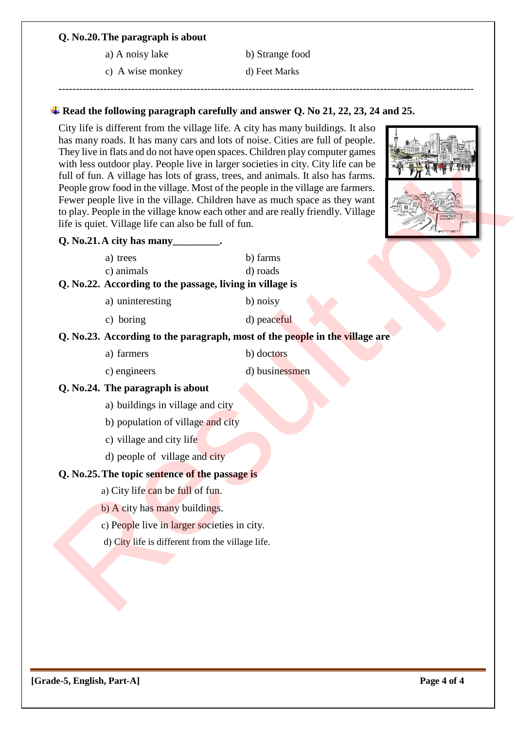**Q. No.20. The paragraph is about**

a) A noisy lake　　　　b) Strange food

c) A wise monkey　　　　d) Feet Marks

---

**Read the following paragraph carefully and answer Q. No 21, 22, 23, 24 and 25.**

City life is different from the village life. A city has many buildings. It also has many roads. It has many cars and lots of noise. Cities are full of people. They live in flats and do not have open spaces. Children play computer games with less outdoor play. People live in larger societies in city. City life can be full of fun. A village has lots of grass, trees, and animals. It also has farms. People grow food in the village. Most of the people in the village are farmers. Fewer people live in the village. Children have as much space as they want to play. People in the village know each other and are really friendly. Village life is quiet. Village life can also be full of fun.

**Q. No.21. A city has many_________.**

a) trees　　　　b) farms

c) animals　　　　d) roads

**Q. No.22. According to the passage, living in village is**

a) uninteresting　　　　b) noisy

c) boring　　　　d) peaceful

**Q. No.23. According to the paragraph, most of the people in the village are**

a) farmers　　　　b) doctors

c) engineers　　　　d) businessmen

**Q. No.24. The paragraph is about**

a) buildings in village and city

b) population of village and city

c) village and city life

d) people of village and city

**Q. No.25. The topic sentence of the passage is**

a) City life can be full of fun.

b) A city has many buildings.

c) People live in larger societies in city.

d) City life is different from the village life.